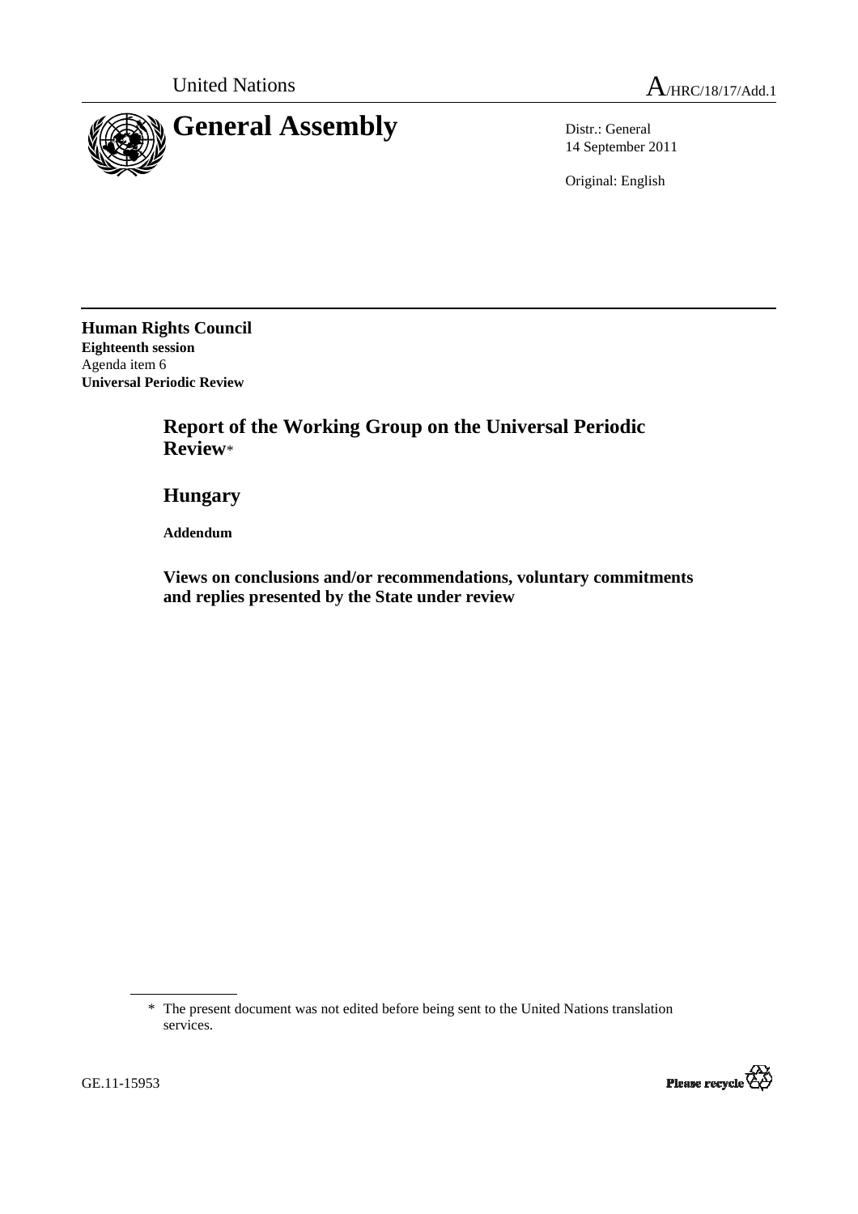United Nations A/HRC/18/17/Add.1

# General Assembly

Distr.: General
14 September 2011

Original: English

**Human Rights Council**
**Eighteenth session**
Agenda item 6
**Universal Periodic Review**

## Report of the Working Group on the Universal Periodic Review*

## Hungary

**Addendum**

### Views on conclusions and/or recommendations, voluntary commitments and replies presented by the State under review

---

\* The present document was not edited before being sent to the United Nations translation services.

GE.11-15953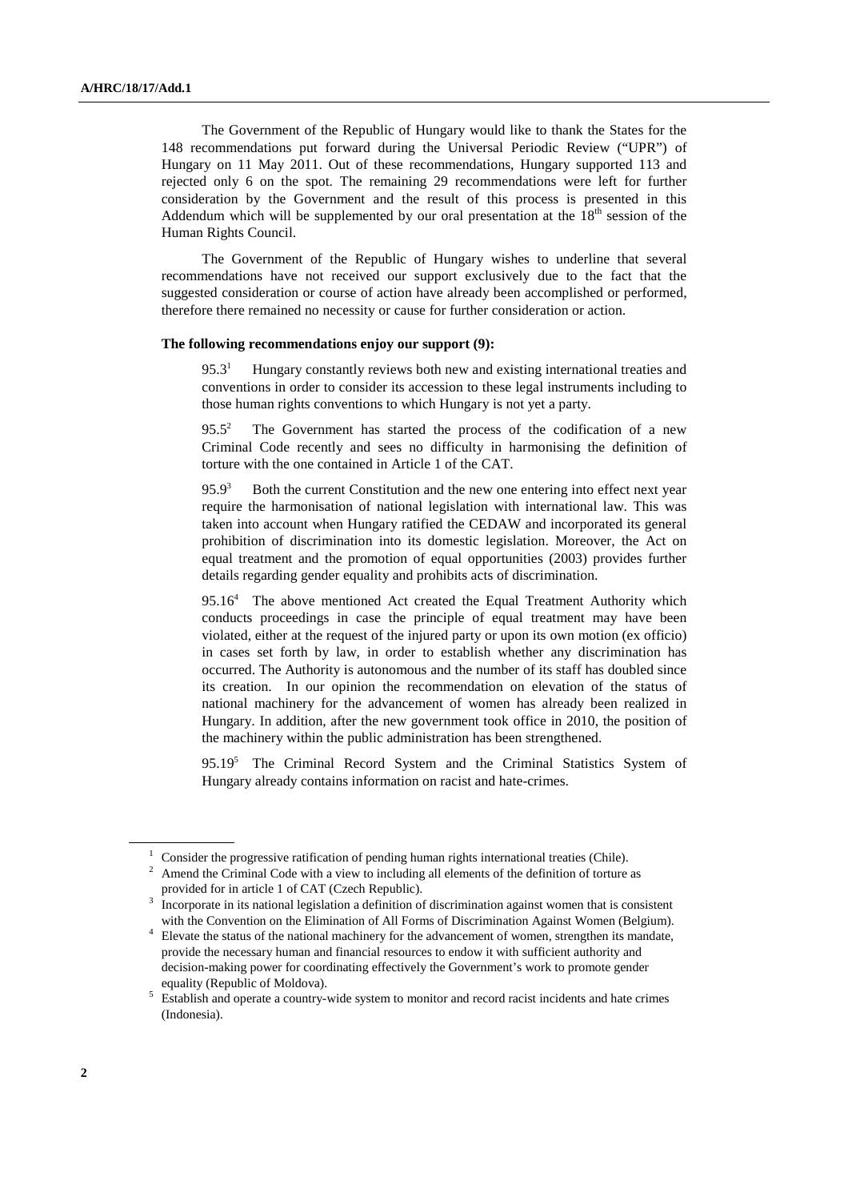The Government of the Republic of Hungary would like to thank the States for the 148 recommendations put forward during the Universal Periodic Review ("UPR") of Hungary on 11 May 2011. Out of these recommendations, Hungary supported 113 and rejected only 6 on the spot. The remaining 29 recommendations were left for further consideration by the Government and the result of this process is presented in this Addendum which will be supplemented by our oral presentation at the 18th session of the Human Rights Council.

The Government of the Republic of Hungary wishes to underline that several recommendations have not received our support exclusively due to the fact that the suggested consideration or course of action have already been accomplished or performed, therefore there remained no necessity or cause for further consideration or action.

**The following recommendations enjoy our support (9):**

95.3[1] Hungary constantly reviews both new and existing international treaties and conventions in order to consider its accession to these legal instruments including to those human rights conventions to which Hungary is not yet a party.

95.5[2] The Government has started the process of the codification of a new Criminal Code recently and sees no difficulty in harmonising the definition of torture with the one contained in Article 1 of the CAT.

95.9[3] Both the current Constitution and the new one entering into effect next year require the harmonisation of national legislation with international law. This was taken into account when Hungary ratified the CEDAW and incorporated its general prohibition of discrimination into its domestic legislation. Moreover, the Act on equal treatment and the promotion of equal opportunities (2003) provides further details regarding gender equality and prohibits acts of discrimination.

95.16[4] The above mentioned Act created the Equal Treatment Authority which conducts proceedings in case the principle of equal treatment may have been violated, either at the request of the injured party or upon its own motion (ex officio) in cases set forth by law, in order to establish whether any discrimination has occurred. The Authority is autonomous and the number of its staff has doubled since its creation. In our opinion the recommendation on elevation of the status of national machinery for the advancement of women has already been realized in Hungary. In addition, after the new government took office in 2010, the position of the machinery within the public administration has been strengthened.

95.19[5] The Criminal Record System and the Criminal Statistics System of Hungary already contains information on racist and hate-crimes.

---

[1] Consider the progressive ratification of pending human rights international treaties (Chile).

[2] Amend the Criminal Code with a view to including all elements of the definition of torture as provided for in article 1 of CAT (Czech Republic).

[3] Incorporate in its national legislation a definition of discrimination against women that is consistent with the Convention on the Elimination of All Forms of Discrimination Against Women (Belgium).

[4] Elevate the status of the national machinery for the advancement of women, strengthen its mandate, provide the necessary human and financial resources to endow it with sufficient authority and decision-making power for coordinating effectively the Government's work to promote gender equality (Republic of Moldova).

[5] Establish and operate a country-wide system to monitor and record racist incidents and hate crimes (Indonesia).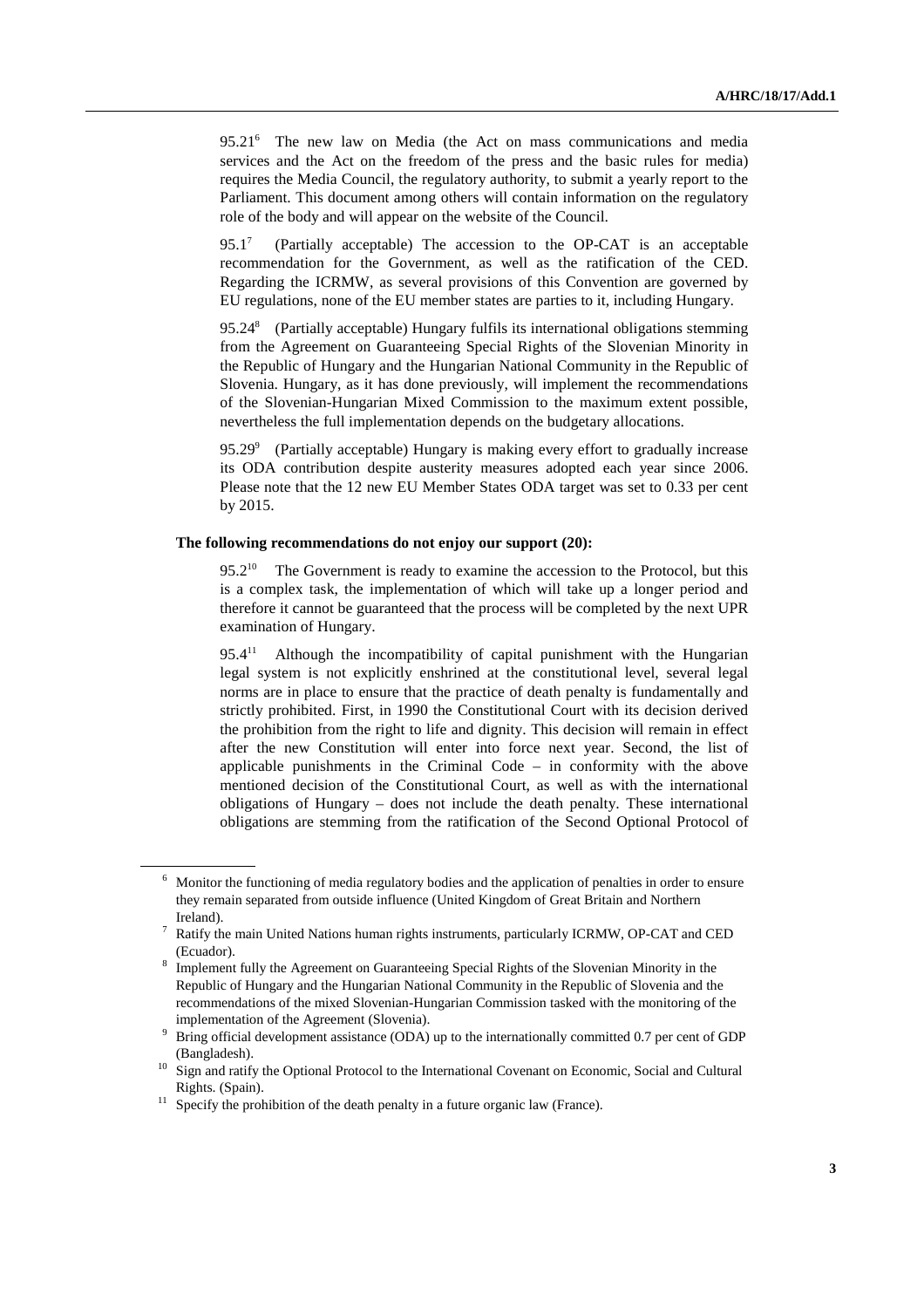95.21[6] The new law on Media (the Act on mass communications and media services and the Act on the freedom of the press and the basic rules for media) requires the Media Council, the regulatory authority, to submit a yearly report to the Parliament. This document among others will contain information on the regulatory role of the body and will appear on the website of the Council.

95.1[7] (Partially acceptable) The accession to the OP-CAT is an acceptable recommendation for the Government, as well as the ratification of the CED. Regarding the ICRMW, as several provisions of this Convention are governed by EU regulations, none of the EU member states are parties to it, including Hungary.

95.24[8] (Partially acceptable) Hungary fulfils its international obligations stemming from the Agreement on Guaranteeing Special Rights of the Slovenian Minority in the Republic of Hungary and the Hungarian National Community in the Republic of Slovenia. Hungary, as it has done previously, will implement the recommendations of the Slovenian-Hungarian Mixed Commission to the maximum extent possible, nevertheless the full implementation depends on the budgetary allocations.

95.29[9] (Partially acceptable) Hungary is making every effort to gradually increase its ODA contribution despite austerity measures adopted each year since 2006. Please note that the 12 new EU Member States ODA target was set to 0.33 per cent by 2015.

**The following recommendations do not enjoy our support (20):**

95.2[10] The Government is ready to examine the accession to the Protocol, but this is a complex task, the implementation of which will take up a longer period and therefore it cannot be guaranteed that the process will be completed by the next UPR examination of Hungary.

95.4[11] Although the incompatibility of capital punishment with the Hungarian legal system is not explicitly enshrined at the constitutional level, several legal norms are in place to ensure that the practice of death penalty is fundamentally and strictly prohibited. First, in 1990 the Constitutional Court with its decision derived the prohibition from the right to life and dignity. This decision will remain in effect after the new Constitution will enter into force next year. Second, the list of applicable punishments in the Criminal Code – in conformity with the above mentioned decision of the Constitutional Court, as well as with the international obligations of Hungary – does not include the death penalty. These international obligations are stemming from the ratification of the Second Optional Protocol of

---

[6] Monitor the functioning of media regulatory bodies and the application of penalties in order to ensure they remain separated from outside influence (United Kingdom of Great Britain and Northern Ireland).

[7] Ratify the main United Nations human rights instruments, particularly ICRMW, OP-CAT and CED (Ecuador).

[8] Implement fully the Agreement on Guaranteeing Special Rights of the Slovenian Minority in the Republic of Hungary and the Hungarian National Community in the Republic of Slovenia and the recommendations of the mixed Slovenian-Hungarian Commission tasked with the monitoring of the implementation of the Agreement (Slovenia).

[9] Bring official development assistance (ODA) up to the internationally committed 0.7 per cent of GDP (Bangladesh).

[10] Sign and ratify the Optional Protocol to the International Covenant on Economic, Social and Cultural Rights. (Spain).

[11] Specify the prohibition of the death penalty in a future organic law (France).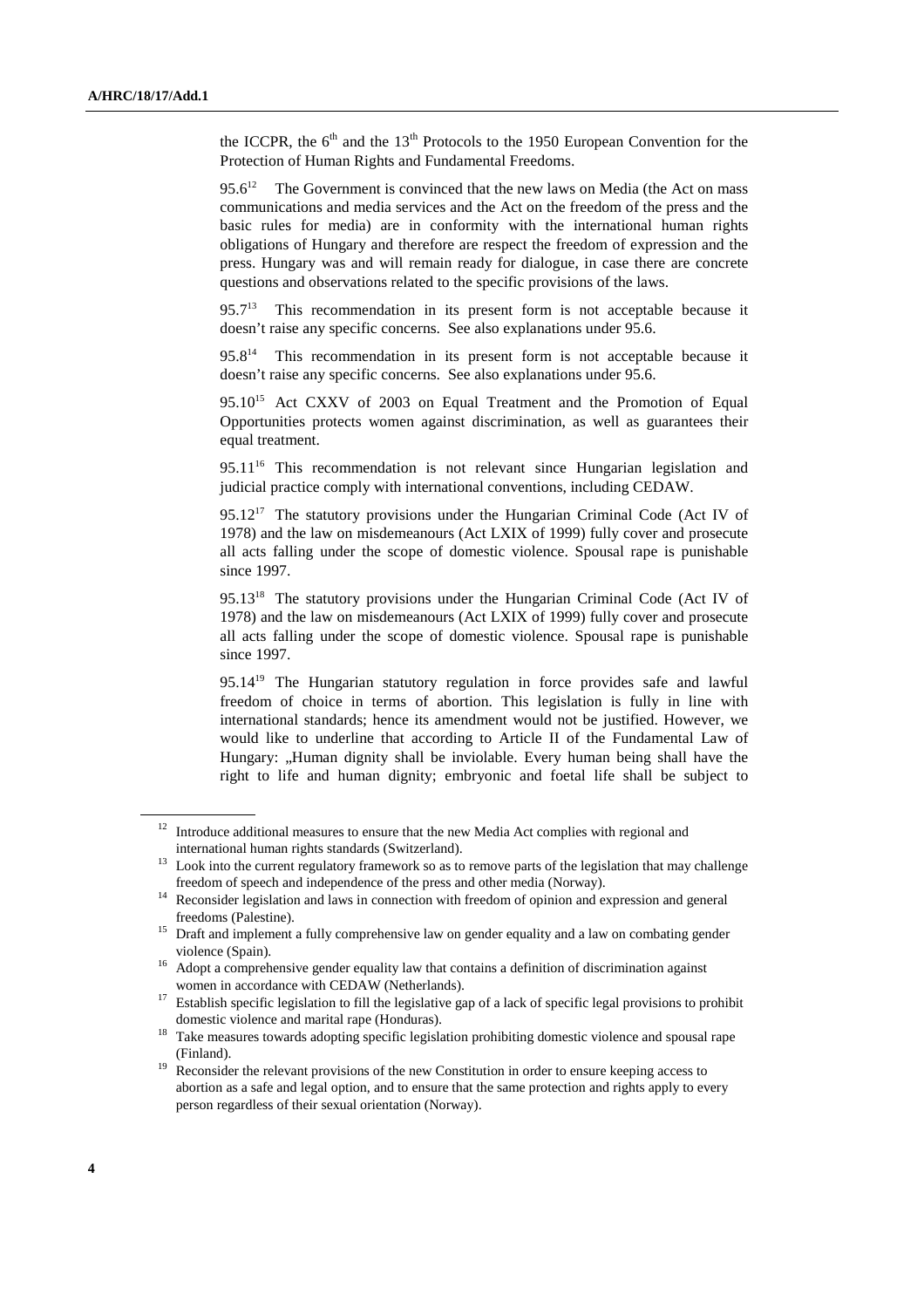the ICCPR, the 6th and the 13th Protocols to the 1950 European Convention for the Protection of Human Rights and Fundamental Freedoms.

95.6[12] The Government is convinced that the new laws on Media (the Act on mass communications and media services and the Act on the freedom of the press and the basic rules for media) are in conformity with the international human rights obligations of Hungary and therefore are respect the freedom of expression and the press. Hungary was and will remain ready for dialogue, in case there are concrete questions and observations related to the specific provisions of the laws.

95.7[13] This recommendation in its present form is not acceptable because it doesn't raise any specific concerns. See also explanations under 95.6.

95.8[14] This recommendation in its present form is not acceptable because it doesn't raise any specific concerns. See also explanations under 95.6.

95.10[15] Act CXXV of 2003 on Equal Treatment and the Promotion of Equal Opportunities protects women against discrimination, as well as guarantees their equal treatment.

95.11[16] This recommendation is not relevant since Hungarian legislation and judicial practice comply with international conventions, including CEDAW.

95.12[17] The statutory provisions under the Hungarian Criminal Code (Act IV of 1978) and the law on misdemeanours (Act LXIX of 1999) fully cover and prosecute all acts falling under the scope of domestic violence. Spousal rape is punishable since 1997.

95.13[18] The statutory provisions under the Hungarian Criminal Code (Act IV of 1978) and the law on misdemeanours (Act LXIX of 1999) fully cover and prosecute all acts falling under the scope of domestic violence. Spousal rape is punishable since 1997.

95.14[19] The Hungarian statutory regulation in force provides safe and lawful freedom of choice in terms of abortion. This legislation is fully in line with international standards; hence its amendment would not be justified. However, we would like to underline that according to Article II of the Fundamental Law of Hungary: „Human dignity shall be inviolable. Every human being shall have the right to life and human dignity; embryonic and foetal life shall be subject to

---

[12] Introduce additional measures to ensure that the new Media Act complies with regional and international human rights standards (Switzerland).

[13] Look into the current regulatory framework so as to remove parts of the legislation that may challenge freedom of speech and independence of the press and other media (Norway).

[14] Reconsider legislation and laws in connection with freedom of opinion and expression and general freedoms (Palestine).

[15] Draft and implement a fully comprehensive law on gender equality and a law on combating gender violence (Spain).

[16] Adopt a comprehensive gender equality law that contains a definition of discrimination against women in accordance with CEDAW (Netherlands).

[17] Establish specific legislation to fill the legislative gap of a lack of specific legal provisions to prohibit domestic violence and marital rape (Honduras).

[18] Take measures towards adopting specific legislation prohibiting domestic violence and spousal rape (Finland).

[19] Reconsider the relevant provisions of the new Constitution in order to ensure keeping access to abortion as a safe and legal option, and to ensure that the same protection and rights apply to every person regardless of their sexual orientation (Norway).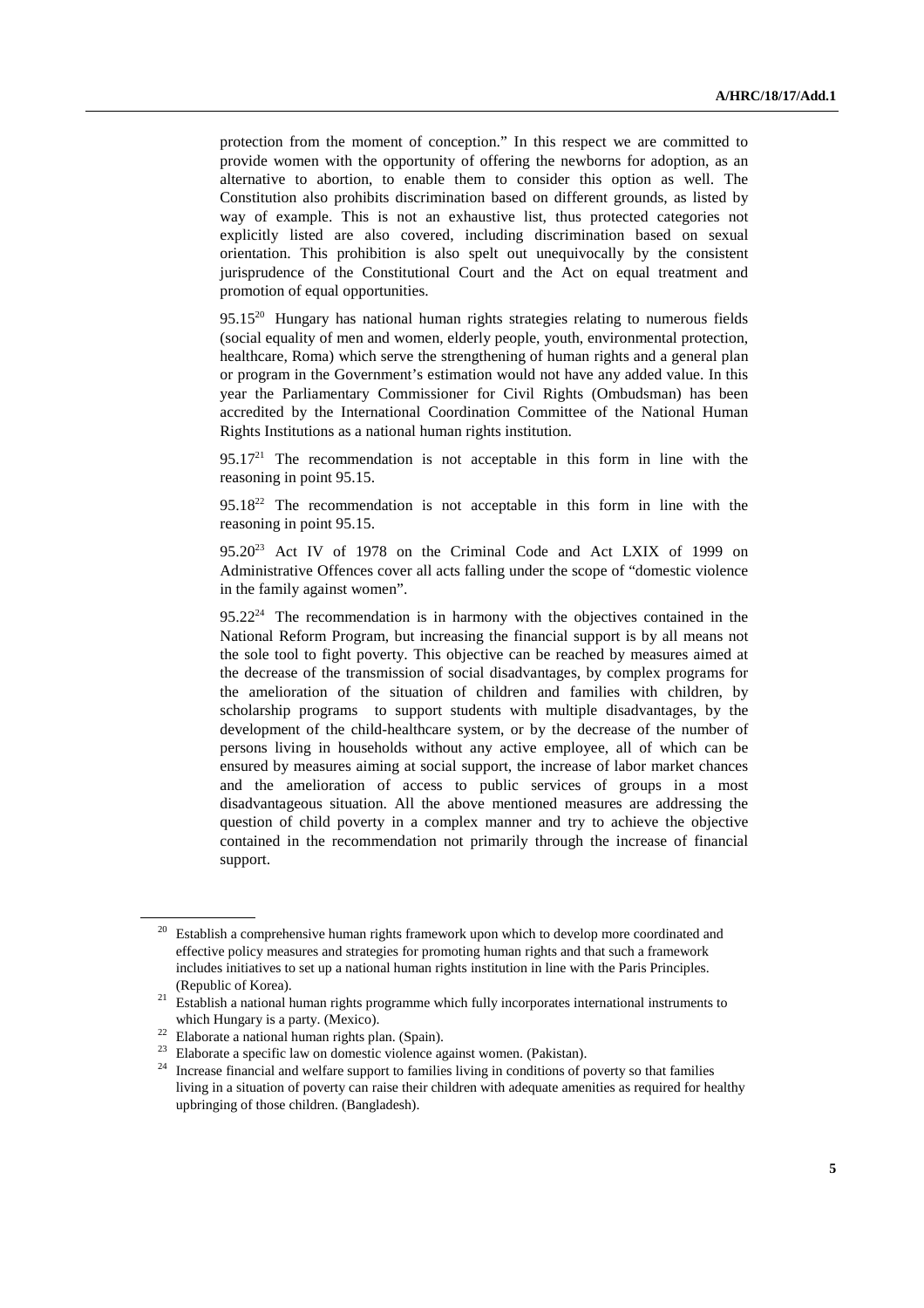protection from the moment of conception." In this respect we are committed to provide women with the opportunity of offering the newborns for adoption, as an alternative to abortion, to enable them to consider this option as well. The Constitution also prohibits discrimination based on different grounds, as listed by way of example. This is not an exhaustive list, thus protected categories not explicitly listed are also covered, including discrimination based on sexual orientation. This prohibition is also spelt out unequivocally by the consistent jurisprudence of the Constitutional Court and the Act on equal treatment and promotion of equal opportunities.

95.15[20] Hungary has national human rights strategies relating to numerous fields (social equality of men and women, elderly people, youth, environmental protection, healthcare, Roma) which serve the strengthening of human rights and a general plan or program in the Government's estimation would not have any added value. In this year the Parliamentary Commissioner for Civil Rights (Ombudsman) has been accredited by the International Coordination Committee of the National Human Rights Institutions as a national human rights institution.

95.17[21] The recommendation is not acceptable in this form in line with the reasoning in point 95.15.

95.18[22] The recommendation is not acceptable in this form in line with the reasoning in point 95.15.

95.20[23] Act IV of 1978 on the Criminal Code and Act LXIX of 1999 on Administrative Offences cover all acts falling under the scope of "domestic violence in the family against women".

95.22[24] The recommendation is in harmony with the objectives contained in the National Reform Program, but increasing the financial support is by all means not the sole tool to fight poverty. This objective can be reached by measures aimed at the decrease of the transmission of social disadvantages, by complex programs for the amelioration of the situation of children and families with children, by scholarship programs to support students with multiple disadvantages, by the development of the child-healthcare system, or by the decrease of the number of persons living in households without any active employee, all of which can be ensured by measures aiming at social support, the increase of labor market chances and the amelioration of access to public services of groups in a most disadvantageous situation. All the above mentioned measures are addressing the question of child poverty in a complex manner and try to achieve the objective contained in the recommendation not primarily through the increase of financial support.

---

[20] Establish a comprehensive human rights framework upon which to develop more coordinated and effective policy measures and strategies for promoting human rights and that such a framework includes initiatives to set up a national human rights institution in line with the Paris Principles. (Republic of Korea).

[21] Establish a national human rights programme which fully incorporates international instruments to which Hungary is a party. (Mexico).

[22] Elaborate a national human rights plan. (Spain).

[23] Elaborate a specific law on domestic violence against women. (Pakistan).

[24] Increase financial and welfare support to families living in conditions of poverty so that families living in a situation of poverty can raise their children with adequate amenities as required for healthy upbringing of those children. (Bangladesh).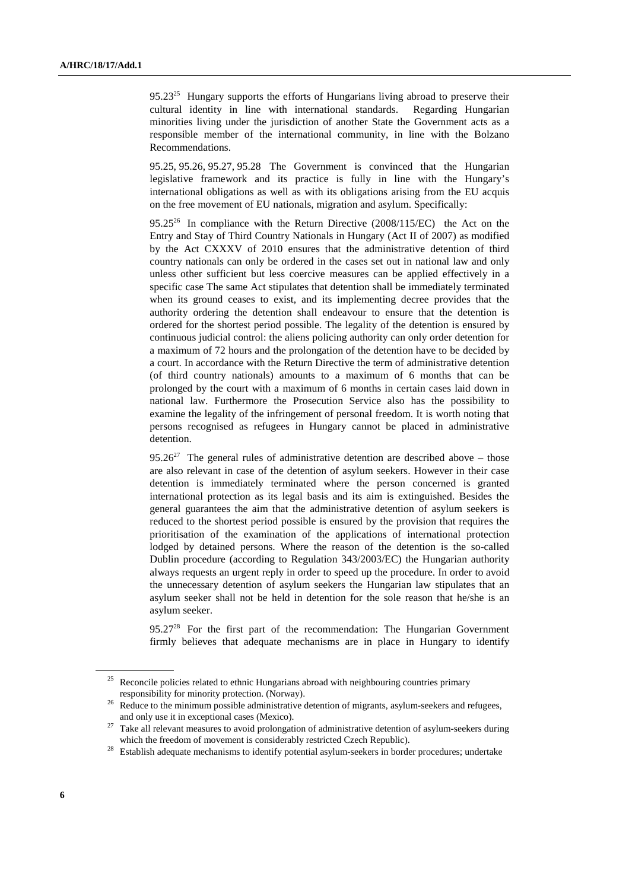95.23[25] Hungary supports the efforts of Hungarians living abroad to preserve their cultural identity in line with international standards. Regarding Hungarian minorities living under the jurisdiction of another State the Government acts as a responsible member of the international community, in line with the Bolzano Recommendations.

95.25, 95.26, 95.27, 95.28 The Government is convinced that the Hungarian legislative framework and its practice is fully in line with the Hungary's international obligations as well as with its obligations arising from the EU acquis on the free movement of EU nationals, migration and asylum. Specifically:

95.25[26] In compliance with the Return Directive (2008/115/EC) the Act on the Entry and Stay of Third Country Nationals in Hungary (Act II of 2007) as modified by the Act CXXXV of 2010 ensures that the administrative detention of third country nationals can only be ordered in the cases set out in national law and only unless other sufficient but less coercive measures can be applied effectively in a specific case The same Act stipulates that detention shall be immediately terminated when its ground ceases to exist, and its implementing decree provides that the authority ordering the detention shall endeavour to ensure that the detention is ordered for the shortest period possible. The legality of the detention is ensured by continuous judicial control: the aliens policing authority can only order detention for a maximum of 72 hours and the prolongation of the detention have to be decided by a court. In accordance with the Return Directive the term of administrative detention (of third country nationals) amounts to a maximum of 6 months that can be prolonged by the court with a maximum of 6 months in certain cases laid down in national law. Furthermore the Prosecution Service also has the possibility to examine the legality of the infringement of personal freedom. It is worth noting that persons recognised as refugees in Hungary cannot be placed in administrative detention.

95.26[27] The general rules of administrative detention are described above – those are also relevant in case of the detention of asylum seekers. However in their case detention is immediately terminated where the person concerned is granted international protection as its legal basis and its aim is extinguished. Besides the general guarantees the aim that the administrative detention of asylum seekers is reduced to the shortest period possible is ensured by the provision that requires the prioritisation of the examination of the applications of international protection lodged by detained persons. Where the reason of the detention is the so-called Dublin procedure (according to Regulation 343/2003/EC) the Hungarian authority always requests an urgent reply in order to speed up the procedure. In order to avoid the unnecessary detention of asylum seekers the Hungarian law stipulates that an asylum seeker shall not be held in detention for the sole reason that he/she is an asylum seeker.

95.27[28] For the first part of the recommendation: The Hungarian Government firmly believes that adequate mechanisms are in place in Hungary to identify

---

[25] Reconcile policies related to ethnic Hungarians abroad with neighbouring countries primary responsibility for minority protection. (Norway).

[26] Reduce to the minimum possible administrative detention of migrants, asylum-seekers and refugees, and only use it in exceptional cases (Mexico).

[27] Take all relevant measures to avoid prolongation of administrative detention of asylum-seekers during which the freedom of movement is considerably restricted Czech Republic).

[28] Establish adequate mechanisms to identify potential asylum-seekers in border procedures; undertake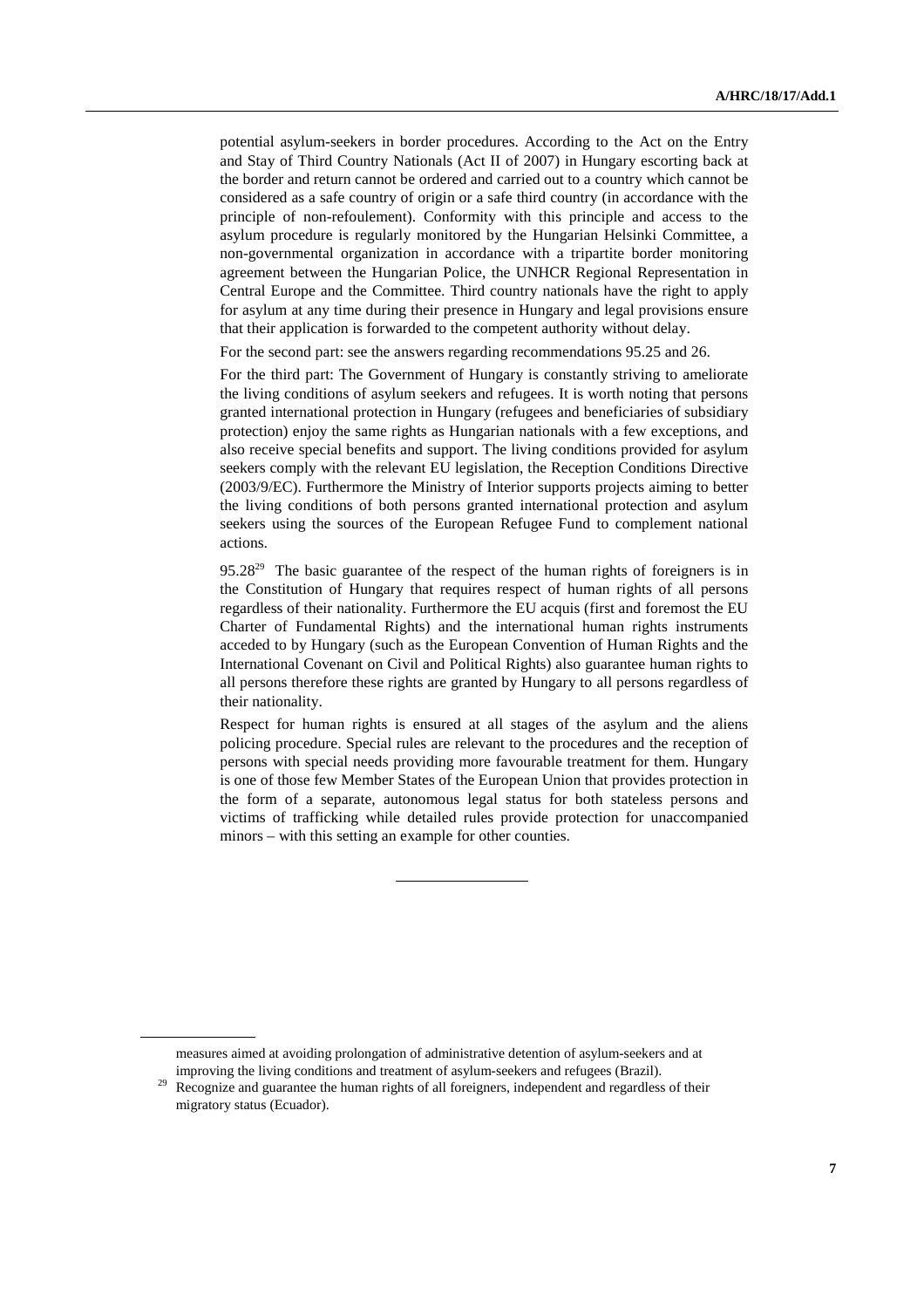potential asylum-seekers in border procedures. According to the Act on the Entry and Stay of Third Country Nationals (Act II of 2007) in Hungary escorting back at the border and return cannot be ordered and carried out to a country which cannot be considered as a safe country of origin or a safe third country (in accordance with the principle of non-refoulement). Conformity with this principle and access to the asylum procedure is regularly monitored by the Hungarian Helsinki Committee, a non-governmental organization in accordance with a tripartite border monitoring agreement between the Hungarian Police, the UNHCR Regional Representation in Central Europe and the Committee. Third country nationals have the right to apply for asylum at any time during their presence in Hungary and legal provisions ensure that their application is forwarded to the competent authority without delay.

For the second part: see the answers regarding recommendations 95.25 and 26.

For the third part: The Government of Hungary is constantly striving to ameliorate the living conditions of asylum seekers and refugees. It is worth noting that persons granted international protection in Hungary (refugees and beneficiaries of subsidiary protection) enjoy the same rights as Hungarian nationals with a few exceptions, and also receive special benefits and support. The living conditions provided for asylum seekers comply with the relevant EU legislation, the Reception Conditions Directive (2003/9/EC). Furthermore the Ministry of Interior supports projects aiming to better the living conditions of both persons granted international protection and asylum seekers using the sources of the European Refugee Fund to complement national actions.

95.28[29] The basic guarantee of the respect of the human rights of foreigners is in the Constitution of Hungary that requires respect of human rights of all persons regardless of their nationality. Furthermore the EU acquis (first and foremost the EU Charter of Fundamental Rights) and the international human rights instruments acceded to by Hungary (such as the European Convention of Human Rights and the International Covenant on Civil and Political Rights) also guarantee human rights to all persons therefore these rights are granted by Hungary to all persons regardless of their nationality.

Respect for human rights is ensured at all stages of the asylum and the aliens policing procedure. Special rules are relevant to the procedures and the reception of persons with special needs providing more favourable treatment for them. Hungary is one of those few Member States of the European Union that provides protection in the form of a separate, autonomous legal status for both stateless persons and victims of trafficking while detailed rules provide protection for unaccompanied minors – with this setting an example for other counties.

---

measures aimed at avoiding prolongation of administrative detention of asylum-seekers and at improving the living conditions and treatment of asylum-seekers and refugees (Brazil).

[29] Recognize and guarantee the human rights of all foreigners, independent and regardless of their migratory status (Ecuador).